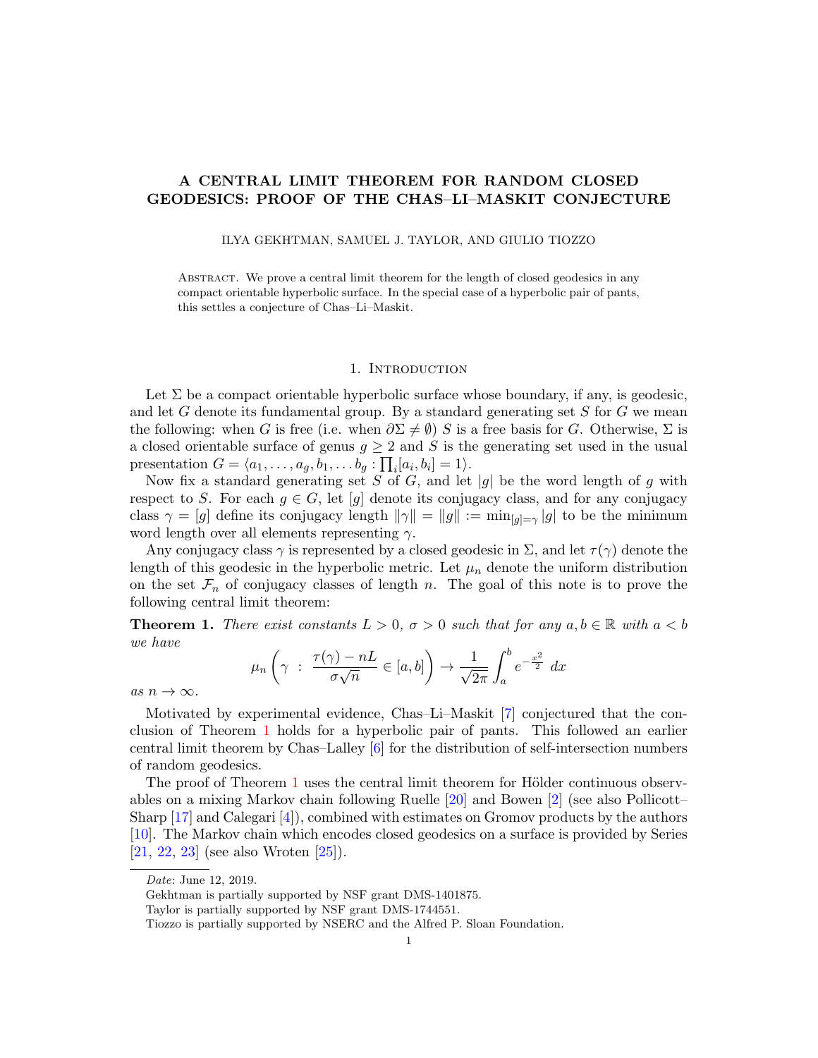# A CENTRAL LIMIT THEOREM FOR RANDOM CLOSED GEODESICS: PROOF OF THE CHAS–LI–MASKIT CONJECTURE

ILYA GEKHTMAN, SAMUEL J. TAYLOR, AND GIULIO TIOZZO

Abstract. We prove a central limit theorem for the length of closed geodesics in any compact orientable hyperbolic surface. In the special case of a hyperbolic pair of pants, this settles a conjecture of Chas–Li–Maskit.

## 1. Introduction

Let $\Sigma$ be a compact orientable hyperbolic surface whose boundary, if any, is geodesic, and let $G$ denote its fundamental group. By a standard generating set $S$ for $G$ we mean the following: when $G$ is free (i.e. when $\partial\Sigma \neq \emptyset$) $S$ is a free basis for $G$. Otherwise, $\Sigma$ is a closed orientable surface of genus $g \geq 2$ and $S$ is the generating set used in the usual presentation $G = \langle a_1, \ldots, a_g, b_1, \ldots b_g : \prod_i [a_i, b_i] = 1\rangle$.

Now fix a standard generating set $S$ of $G$, and let $|g|$ be the word length of $g$ with respect to $S$. For each $g \in G$, let $[g]$ denote its conjugacy class, and for any conjugacy class $\gamma = [g]$ define its conjugacy length $\|\gamma\| = \|g\| := \min_{[g]=\gamma} |g|$ to be the minimum word length over all elements representing $\gamma$.

Any conjugacy class $\gamma$ is represented by a closed geodesic in $\Sigma$, and let $\tau(\gamma)$ denote the length of this geodesic in the hyperbolic metric. Let $\mu_n$ denote the uniform distribution on the set $\mathcal{F}_n$ of conjugacy classes of length $n$. The goal of this note is to prove the following central limit theorem:

**Theorem 1.** *There exist constants $L > 0$, $\sigma > 0$ such that for any $a, b \in \mathbb{R}$ with $a < b$ we have*

$$\mu_n\left(\gamma \ : \ \frac{\tau(\gamma) - nL}{\sigma\sqrt{n}} \in [a, b]\right) \to \frac{1}{\sqrt{2\pi}} \int_a^b e^{-\frac{x^2}{2}} \, dx$$

*as $n \to \infty$.*

Motivated by experimental evidence, Chas–Li–Maskit [7] conjectured that the conclusion of Theorem 1 holds for a hyperbolic pair of pants. This followed an earlier central limit theorem by Chas–Lalley [6] for the distribution of self-intersection numbers of random geodesics.

The proof of Theorem 1 uses the central limit theorem for Hölder continuous observables on a mixing Markov chain following Ruelle [20] and Bowen [2] (see also Pollicott–Sharp [17] and Calegari [4]), combined with estimates on Gromov products by the authors [10]. The Markov chain which encodes closed geodesics on a surface is provided by Series [21, 22, 23] (see also Wroten [25]).

---

*Date*: June 12, 2019.

Gekhtman is partially supported by NSF grant DMS-1401875.

Taylor is partially supported by NSF grant DMS-1744551.

Tiozzo is partially supported by NSERC and the Alfred P. Sloan Foundation.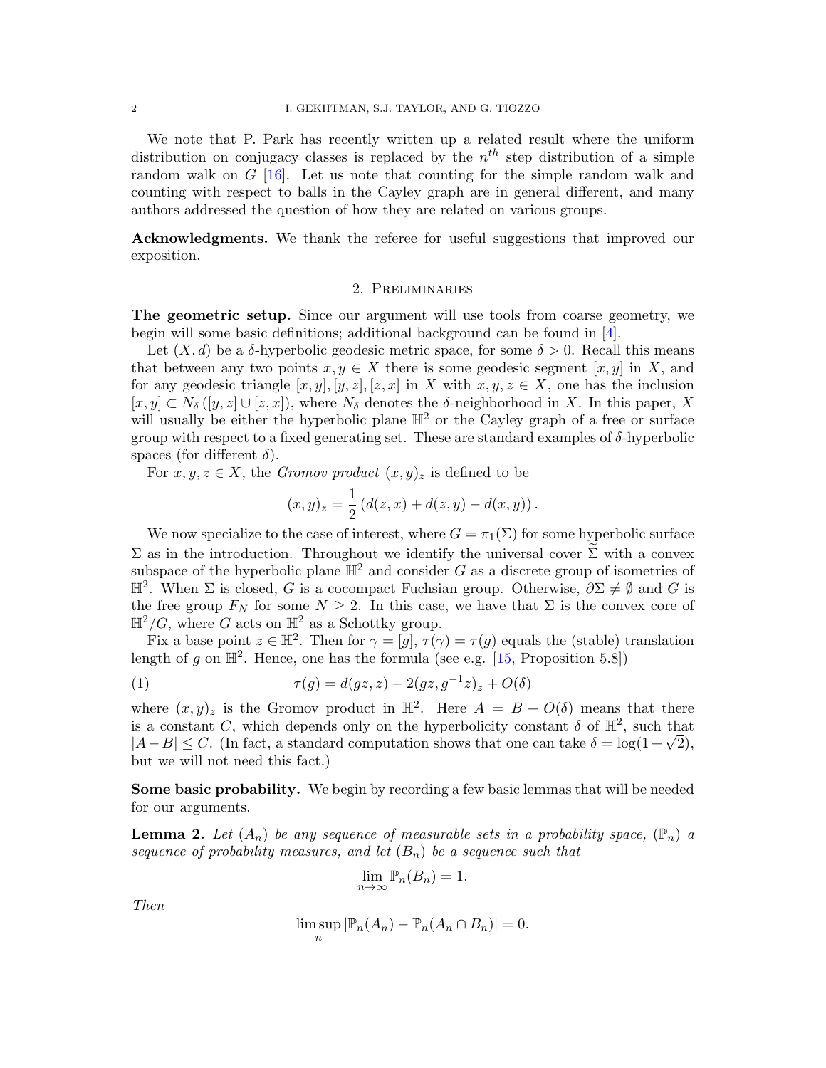We note that P. Park has recently written up a related result where the uniform distribution on conjugacy classes is replaced by the $n^{th}$ step distribution of a simple random walk on $G$ [16]. Let us note that counting for the simple random walk and counting with respect to balls in the Cayley graph are in general different, and many authors addressed the question of how they are related on various groups.

**Acknowledgments.** We thank the referee for useful suggestions that improved our exposition.

## 2. Preliminaries

**The geometric setup.** Since our argument will use tools from coarse geometry, we begin will some basic definitions; additional background can be found in [4].

Let $(X, d)$ be a $\delta$-hyperbolic geodesic metric space, for some $\delta > 0$. Recall this means that between any two points $x, y \in X$ there is some geodesic segment $[x, y]$ in $X$, and for any geodesic triangle $[x, y], [y, z], [z, x]$ in $X$ with $x, y, z \in X$, one has the inclusion $[x, y] \subset N_\delta([y, z] \cup [z, x])$, where $N_\delta$ denotes the $\delta$-neighborhood in $X$. In this paper, $X$ will usually be either the hyperbolic plane $\mathbb{H}^2$ or the Cayley graph of a free or surface group with respect to a fixed generating set. These are standard examples of $\delta$-hyperbolic spaces (for different $\delta$).

For $x, y, z \in X$, the *Gromov product* $(x, y)_z$ is defined to be

$$(x, y)_z = \frac{1}{2}\left(d(z, x) + d(z, y) - d(x, y)\right).$$

We now specialize to the case of interest, where $G = \pi_1(\Sigma)$ for some hyperbolic surface $\Sigma$ as in the introduction. Throughout we identify the universal cover $\widetilde{\Sigma}$ with a convex subspace of the hyperbolic plane $\mathbb{H}^2$ and consider $G$ as a discrete group of isometries of $\mathbb{H}^2$. When $\Sigma$ is closed, $G$ is a cocompact Fuchsian group. Otherwise, $\partial\Sigma \neq \emptyset$ and $G$ is the free group $F_N$ for some $N \geq 2$. In this case, we have that $\Sigma$ is the convex core of $\mathbb{H}^2/G$, where $G$ acts on $\mathbb{H}^2$ as a Schottky group.

Fix a base point $z \in \mathbb{H}^2$. Then for $\gamma = [g]$, $\tau(\gamma) = \tau(g)$ equals the (stable) translation length of $g$ on $\mathbb{H}^2$. Hence, one has the formula (see e.g. [15, Proposition 5.8])

$$\tau(g) = d(gz, z) - 2(gz, g^{-1}z)_z + O(\delta) \tag{1}$$

where $(x, y)_z$ is the Gromov product in $\mathbb{H}^2$. Here $A = B + O(\delta)$ means that there is a constant $C$, which depends only on the hyperbolicity constant $\delta$ of $\mathbb{H}^2$, such that $|A - B| \leq C$. (In fact, a standard computation shows that one can take $\delta = \log(1 + \sqrt{2})$, but we will not need this fact.)

**Some basic probability.** We begin by recording a few basic lemmas that will be needed for our arguments.

**Lemma 2.** *Let $(A_n)$ be any sequence of measurable sets in a probability space, $(\mathbb{P}_n)$ a sequence of probability measures, and let $(B_n)$ be a sequence such that*

$$\lim_{n\to\infty} \mathbb{P}_n(B_n) = 1.$$

*Then*

$$\limsup_n |\mathbb{P}_n(A_n) - \mathbb{P}_n(A_n \cap B_n)| = 0.$$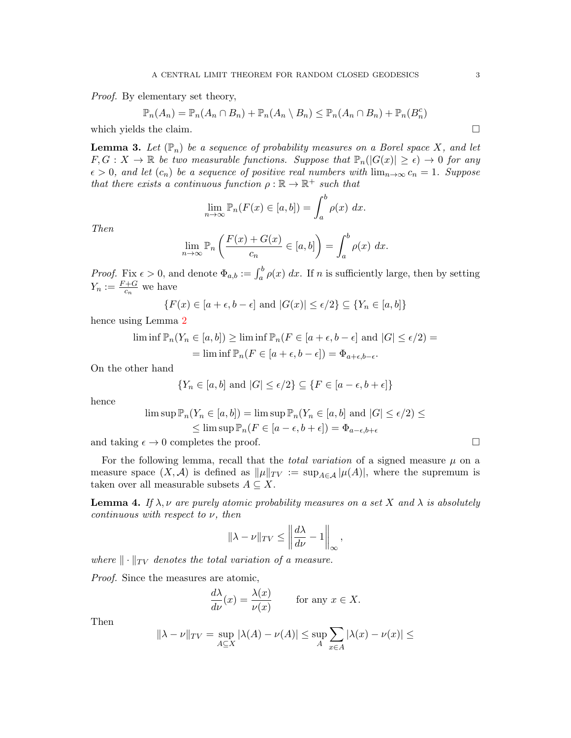*Proof.* By elementary set theory,

$$\mathbb{P}_n(A_n) = \mathbb{P}_n(A_n \cap B_n) + \mathbb{P}_n(A_n \setminus B_n) \leq \mathbb{P}_n(A_n \cap B_n) + \mathbb{P}_n(B_n^c)$$

which yields the claim. $\square$

**Lemma 3.** *Let $(\mathbb{P}_n)$ be a sequence of probability measures on a Borel space $X$, and let $F, G : X \to \mathbb{R}$ be two measurable functions. Suppose that $\mathbb{P}_n(|G(x)| \geq \epsilon) \to 0$ for any $\epsilon > 0$, and let $(c_n)$ be a sequence of positive real numbers with $\lim_{n\to\infty} c_n = 1$. Suppose that there exists a continuous function $\rho : \mathbb{R} \to \mathbb{R}^+$ such that*

$$\lim_{n\to\infty} \mathbb{P}_n(F(x) \in [a, b]) = \int_a^b \rho(x)\ dx.$$

*Then*

$$\lim_{n\to\infty} \mathbb{P}_n\left(\frac{F(x) + G(x)}{c_n} \in [a, b]\right) = \int_a^b \rho(x)\ dx.$$

*Proof.* Fix $\epsilon > 0$, and denote $\Phi_{a,b} := \int_a^b \rho(x)\ dx$. If $n$ is sufficiently large, then by setting $Y_n := \frac{F+G}{c_n}$ we have

$$\{F(x) \in [a + \epsilon, b - \epsilon] \text{ and } |G(x)| \leq \epsilon/2\} \subseteq \{Y_n \in [a, b]\}$$

hence using Lemma 2

$$\begin{aligned}\liminf \mathbb{P}_n(Y_n \in [a, b]) &\geq \liminf \mathbb{P}_n(F \in [a + \epsilon, b - \epsilon] \text{ and } |G| \leq \epsilon/2) = \\ &= \liminf \mathbb{P}_n(F \in [a + \epsilon, b - \epsilon]) = \Phi_{a+\epsilon, b-\epsilon}.\end{aligned}$$

On the other hand

$$\{Y_n \in [a, b] \text{ and } |G| \leq \epsilon/2\} \subseteq \{F \in [a - \epsilon, b + \epsilon]\}$$

hence

$$\begin{aligned}\limsup \mathbb{P}_n(Y_n \in [a, b]) &= \limsup \mathbb{P}_n(Y_n \in [a, b] \text{ and } |G| \leq \epsilon/2) \leq \\ &\leq \limsup \mathbb{P}_n(F \in [a - \epsilon, b + \epsilon]) = \Phi_{a-\epsilon, b+\epsilon}\end{aligned}$$

and taking $\epsilon \to 0$ completes the proof. $\square$

For the following lemma, recall that the *total variation* of a signed measure $\mu$ on a measure space $(X, \mathcal{A})$ is defined as $\|\mu\|_{TV} := \sup_{A\in\mathcal{A}} |\mu(A)|$, where the supremum is taken over all measurable subsets $A \subseteq X$.

**Lemma 4.** *If $\lambda, \nu$ are purely atomic probability measures on a set $X$ and $\lambda$ is absolutely continuous with respect to $\nu$, then*

$$\|\lambda - \nu\|_{TV} \leq \left\| \frac{d\lambda}{d\nu} - 1 \right\|_\infty,$$

*where $\|\cdot\|_{TV}$ denotes the total variation of a measure.*

*Proof.* Since the measures are atomic,

$$\frac{d\lambda}{d\nu}(x) = \frac{\lambda(x)}{\nu(x)} \qquad \text{for any } x \in X.$$

Then

$$\|\lambda - \nu\|_{TV} = \sup_{A\subseteq X} |\lambda(A) - \nu(A)| \leq \sup_A \sum_{x\in A} |\lambda(x) - \nu(x)| \leq$$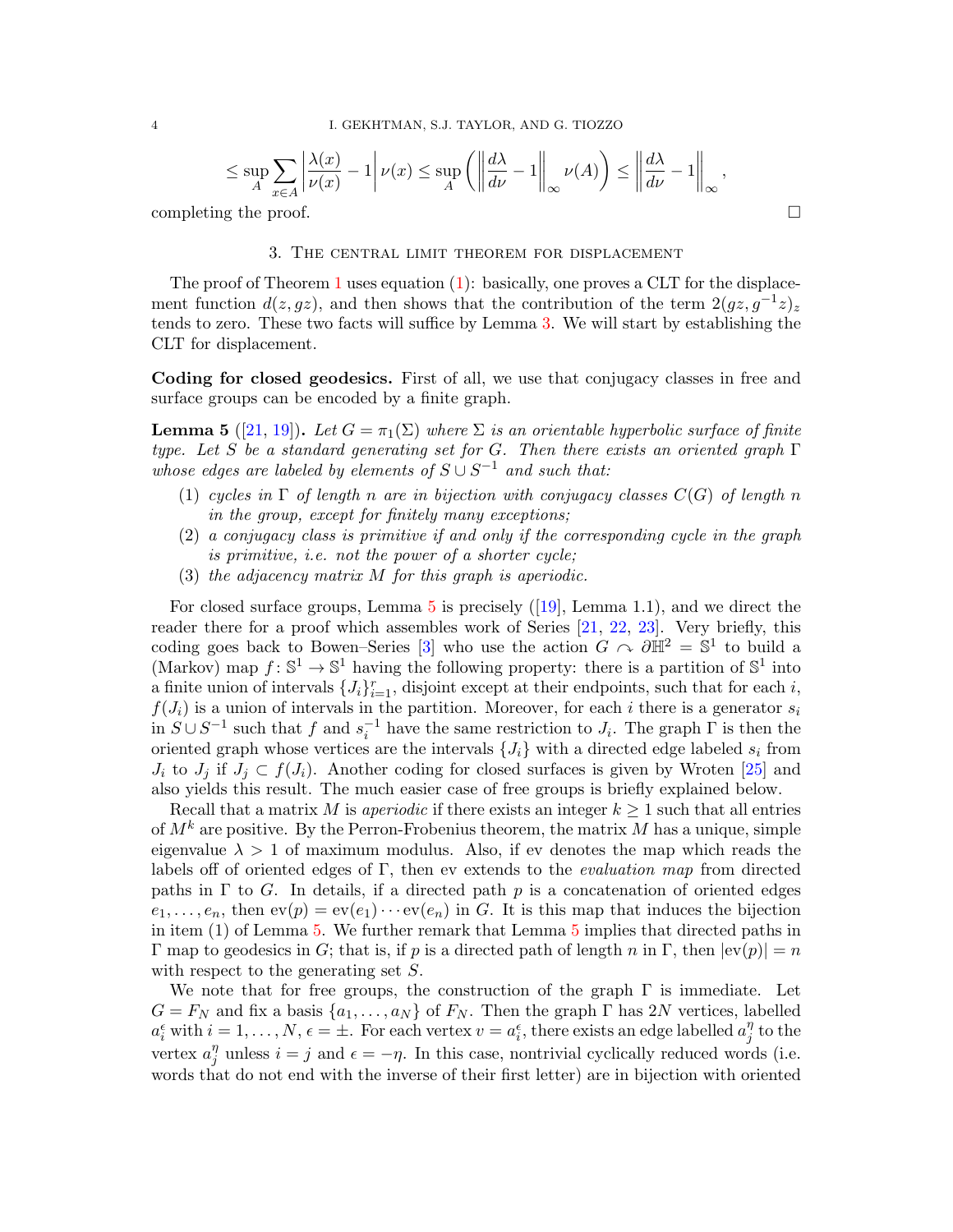$$\leq \sup_A \sum_{x \in A} \left| \frac{\lambda(x)}{\nu(x)} - 1 \right| \nu(x) \leq \sup_A \left( \left\| \frac{d\lambda}{d\nu} - 1 \right\|_\infty \nu(A) \right) \leq \left\| \frac{d\lambda}{d\nu} - 1 \right\|_\infty ,$$

completing the proof. □

## 3. The central limit theorem for displacement

The proof of Theorem 1 uses equation (1): basically, one proves a CLT for the displacement function $d(z, gz)$, and then shows that the contribution of the term $2(gz, g^{-1}z)_z$ tends to zero. These two facts will suffice by Lemma 3. We will start by establishing the CLT for displacement.

**Coding for closed geodesics.** First of all, we use that conjugacy classes in free and surface groups can be encoded by a finite graph.

**Lemma 5** ([21, 19]). *Let $G = \pi_1(\Sigma)$ where $\Sigma$ is an orientable hyperbolic surface of finite type. Let $S$ be a standard generating set for $G$. Then there exists an oriented graph $\Gamma$ whose edges are labeled by elements of $S \cup S^{-1}$ and such that:*

1. *cycles in $\Gamma$ of length $n$ are in bijection with conjugacy classes $C(G)$ of length $n$ in the group, except for finitely many exceptions;*
2. *a conjugacy class is primitive if and only if the corresponding cycle in the graph is primitive, i.e. not the power of a shorter cycle;*
3. *the adjacency matrix $M$ for this graph is aperiodic.*

For closed surface groups, Lemma 5 is precisely ([19], Lemma 1.1), and we direct the reader there for a proof which assembles work of Series [21, 22, 23]. Very briefly, this coding goes back to Bowen–Series [3] who use the action $G \curvearrowright \partial\mathbb{H}^2 = \mathbb{S}^1$ to build a (Markov) map $f \colon \mathbb{S}^1 \to \mathbb{S}^1$ having the following property: there is a partition of $\mathbb{S}^1$ into a finite union of intervals $\{J_i\}_{i=1}^r$, disjoint except at their endpoints, such that for each $i$, $f(J_i)$ is a union of intervals in the partition. Moreover, for each $i$ there is a generator $s_i$ in $S \cup S^{-1}$ such that $f$ and $s_i^{-1}$ have the same restriction to $J_i$. The graph $\Gamma$ is then the oriented graph whose vertices are the intervals $\{J_i\}$ with a directed edge labeled $s_i$ from $J_i$ to $J_j$ if $J_j \subset f(J_i)$. Another coding for closed surfaces is given by Wroten [25] and also yields this result. The much easier case of free groups is briefly explained below.

Recall that a matrix $M$ is *aperiodic* if there exists an integer $k \geq 1$ such that all entries of $M^k$ are positive. By the Perron-Frobenius theorem, the matrix $M$ has a unique, simple eigenvalue $\lambda > 1$ of maximum modulus. Also, if ev denotes the map which reads the labels off of oriented edges of $\Gamma$, then ev extends to the *evaluation map* from directed paths in $\Gamma$ to $G$. In details, if a directed path $p$ is a concatenation of oriented edges $e_1, \dots, e_n$, then $\mathrm{ev}(p) = \mathrm{ev}(e_1) \cdots \mathrm{ev}(e_n)$ in $G$. It is this map that induces the bijection in item (1) of Lemma 5. We further remark that Lemma 5 implies that directed paths in $\Gamma$ map to geodesics in $G$; that is, if $p$ is a directed path of length $n$ in $\Gamma$, then $|\mathrm{ev}(p)| = n$ with respect to the generating set $S$.

We note that for free groups, the construction of the graph $\Gamma$ is immediate. Let $G = F_N$ and fix a basis $\{a_1, \dots, a_N\}$ of $F_N$. Then the graph $\Gamma$ has $2N$ vertices, labelled $a_i^\epsilon$ with $i = 1, \dots, N$, $\epsilon = \pm$. For each vertex $v = a_i^\epsilon$, there exists an edge labelled $a_j^\eta$ to the vertex $a_j^\eta$ unless $i = j$ and $\epsilon = -\eta$. In this case, nontrivial cyclically reduced words (i.e. words that do not end with the inverse of their first letter) are in bijection with oriented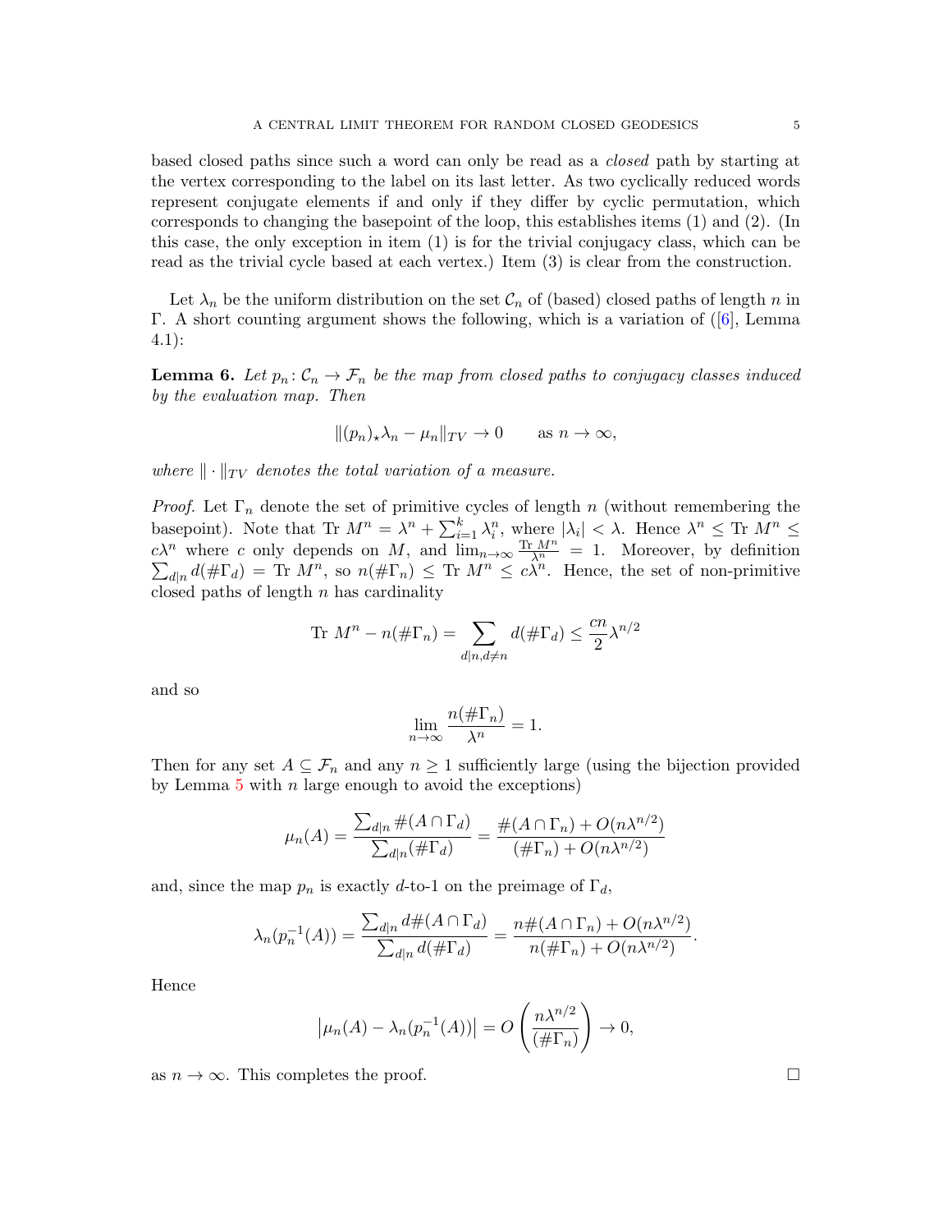based closed paths since such a word can only be read as a *closed* path by starting at the vertex corresponding to the label on its last letter. As two cyclically reduced words represent conjugate elements if and only if they differ by cyclic permutation, which corresponds to changing the basepoint of the loop, this establishes items (1) and (2). (In this case, the only exception in item (1) is for the trivial conjugacy class, which can be read as the trivial cycle based at each vertex.) Item (3) is clear from the construction.

Let $\lambda_n$ be the uniform distribution on the set $\mathcal{C}_n$ of (based) closed paths of length $n$ in $\Gamma$. A short counting argument shows the following, which is a variation of ([6], Lemma 4.1):

**Lemma 6.** *Let $p_n\colon \mathcal{C}_n \to \mathcal{F}_n$ be the map from closed paths to conjugacy classes induced by the evaluation map. Then*

$$\|(p_n)_\star \lambda_n - \mu_n\|_{TV} \to 0 \qquad \text{as } n \to \infty,$$

*where $\|\cdot\|_{TV}$ denotes the total variation of a measure.*

*Proof.* Let $\Gamma_n$ denote the set of primitive cycles of length $n$ (without remembering the basepoint). Note that $\text{Tr } M^n = \lambda^n + \sum_{i=1}^k \lambda_i^n$, where $|\lambda_i| < \lambda$. Hence $\lambda^n \leq \text{Tr } M^n \leq c\lambda^n$ where $c$ only depends on $M$, and $\lim_{n\to\infty} \frac{\text{Tr } M^n}{\lambda^n} = 1$. Moreover, by definition $\sum_{d|n} d(\#\Gamma_d) = \text{Tr } M^n$, so $n(\#\Gamma_n) \leq \text{Tr } M^n \leq c\lambda^n$. Hence, the set of non-primitive closed paths of length $n$ has cardinality

$$\text{Tr } M^n - n(\#\Gamma_n) = \sum_{d|n, d\neq n} d(\#\Gamma_d) \leq \frac{cn}{2}\lambda^{n/2}$$

and so

$$\lim_{n\to\infty} \frac{n(\#\Gamma_n)}{\lambda^n} = 1.$$

Then for any set $A \subseteq \mathcal{F}_n$ and any $n \geq 1$ sufficiently large (using the bijection provided by Lemma 5 with $n$ large enough to avoid the exceptions)

$$\mu_n(A) = \frac{\sum_{d|n} \#(A \cap \Gamma_d)}{\sum_{d|n} (\#\Gamma_d)} = \frac{\#(A \cap \Gamma_n) + O(n\lambda^{n/2})}{(\#\Gamma_n) + O(n\lambda^{n/2})}$$

and, since the map $p_n$ is exactly $d$-to-1 on the preimage of $\Gamma_d$,

$$\lambda_n(p_n^{-1}(A)) = \frac{\sum_{d|n} d\#(A \cap \Gamma_d)}{\sum_{d|n} d(\#\Gamma_d)} = \frac{n\#(A \cap \Gamma_n) + O(n\lambda^{n/2})}{n(\#\Gamma_n) + O(n\lambda^{n/2})}.$$

Hence

$$\left|\mu_n(A) - \lambda_n(p_n^{-1}(A))\right| = O\left(\frac{n\lambda^{n/2}}{(\#\Gamma_n)}\right) \to 0,$$

as $n \to \infty$. This completes the proof. $\square$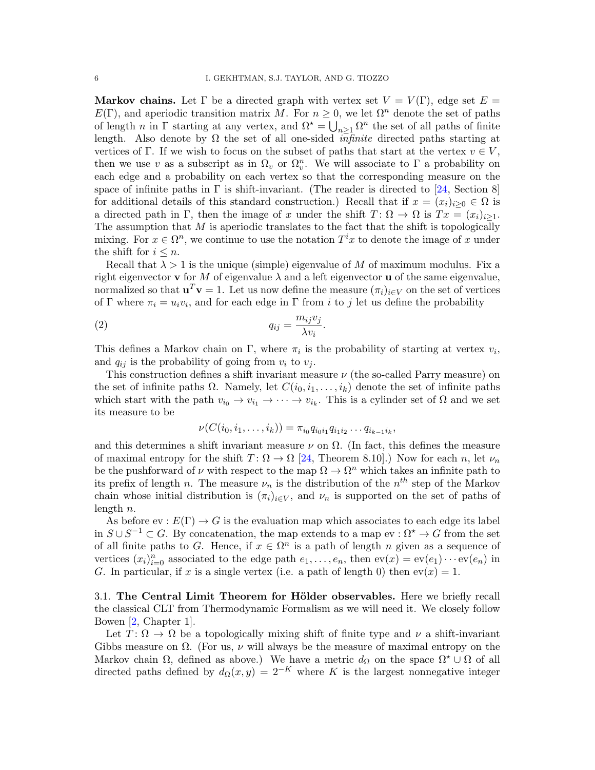**Markov chains.** Let $\Gamma$ be a directed graph with vertex set $V = V(\Gamma)$, edge set $E = E(\Gamma)$, and aperiodic transition matrix $M$. For $n \geq 0$, we let $\Omega^n$ denote the set of paths of length $n$ in $\Gamma$ starting at any vertex, and $\Omega^\star = \bigcup_{n \geq 1} \Omega^n$ the set of all paths of finite length. Also denote by $\Omega$ the set of all one-sided *infinite* directed paths starting at vertices of $\Gamma$. If we wish to focus on the subset of paths that start at the vertex $v \in V$, then we use $v$ as a subscript as in $\Omega_v$ or $\Omega_v^n$. We will associate to $\Gamma$ a probability on each edge and a probability on each vertex so that the corresponding measure on the space of infinite paths in $\Gamma$ is shift-invariant. (The reader is directed to [24, Section 8] for additional details of this standard construction.) Recall that if $x = (x_i)_{i \geq 0} \in \Omega$ is a directed path in $\Gamma$, then the image of $x$ under the shift $T \colon \Omega \to \Omega$ is $Tx = (x_i)_{i \geq 1}$. The assumption that $M$ is aperiodic translates to the fact that the shift is topologically mixing. For $x \in \Omega^n$, we continue to use the notation $T^i x$ to denote the image of $x$ under the shift for $i \leq n$.

Recall that $\lambda > 1$ is the unique (simple) eigenvalue of $M$ of maximum modulus. Fix a right eigenvector $\mathbf{v}$ for $M$ of eigenvalue $\lambda$ and a left eigenvector $\mathbf{u}$ of the same eigenvalue, normalized so that $\mathbf{u}^T \mathbf{v} = 1$. Let us now define the measure $(\pi_i)_{i \in V}$ on the set of vertices of $\Gamma$ where $\pi_i = u_i v_i$, and for each edge in $\Gamma$ from $i$ to $j$ let us define the probability

$$q_{ij} = \frac{m_{ij} v_j}{\lambda v_i}. \tag{2}$$

This defines a Markov chain on $\Gamma$, where $\pi_i$ is the probability of starting at vertex $v_i$, and $q_{ij}$ is the probability of going from $v_i$ to $v_j$.

This construction defines a shift invariant measure $\nu$ (the so-called Parry measure) on the set of infinite paths $\Omega$. Namely, let $C(i_0, i_1, \dots, i_k)$ denote the set of infinite paths which start with the path $v_{i_0} \to v_{i_1} \to \cdots \to v_{i_k}$. This is a cylinder set of $\Omega$ and we set its measure to be

$$\nu(C(i_0, i_1, \dots, i_k)) = \pi_{i_0} q_{i_0 i_1} q_{i_1 i_2} \dots q_{i_{k-1} i_k},$$

and this determines a shift invariant measure $\nu$ on $\Omega$. (In fact, this defines the measure of maximal entropy for the shift $T \colon \Omega \to \Omega$ [24, Theorem 8.10].) Now for each $n$, let $\nu_n$ be the pushforward of $\nu$ with respect to the map $\Omega \to \Omega^n$ which takes an infinite path to its prefix of length $n$. The measure $\nu_n$ is the distribution of the $n^{th}$ step of the Markov chain whose initial distribution is $(\pi_i)_{i \in V}$, and $\nu_n$ is supported on the set of paths of length $n$.

As before $\mathrm{ev} : E(\Gamma) \to G$ is the evaluation map which associates to each edge its label in $S \cup S^{-1} \subset G$. By concatenation, the map extends to a map $\mathrm{ev} : \Omega^\star \to G$ from the set of all finite paths to $G$. Hence, if $x \in \Omega^n$ is a path of length $n$ given as a sequence of vertices $(x_i)_{i=0}^n$ associated to the edge path $e_1, \dots, e_n$, then $\mathrm{ev}(x) = \mathrm{ev}(e_1) \cdots \mathrm{ev}(e_n)$ in $G$. In particular, if $x$ is a single vertex (i.e. a path of length 0) then $\mathrm{ev}(x) = 1$.

## 3.1. The Central Limit Theorem for Hölder observables.

Here we briefly recall the classical CLT from Thermodynamic Formalism as we will need it. We closely follow Bowen [2, Chapter 1].

Let $T \colon \Omega \to \Omega$ be a topologically mixing shift of finite type and $\nu$ a shift-invariant Gibbs measure on $\Omega$. (For us, $\nu$ will always be the measure of maximal entropy on the Markov chain $\Omega$, defined as above.) We have a metric $d_\Omega$ on the space $\Omega^\star \cup \Omega$ of all directed paths defined by $d_\Omega(x, y) = 2^{-K}$ where $K$ is the largest nonnegative integer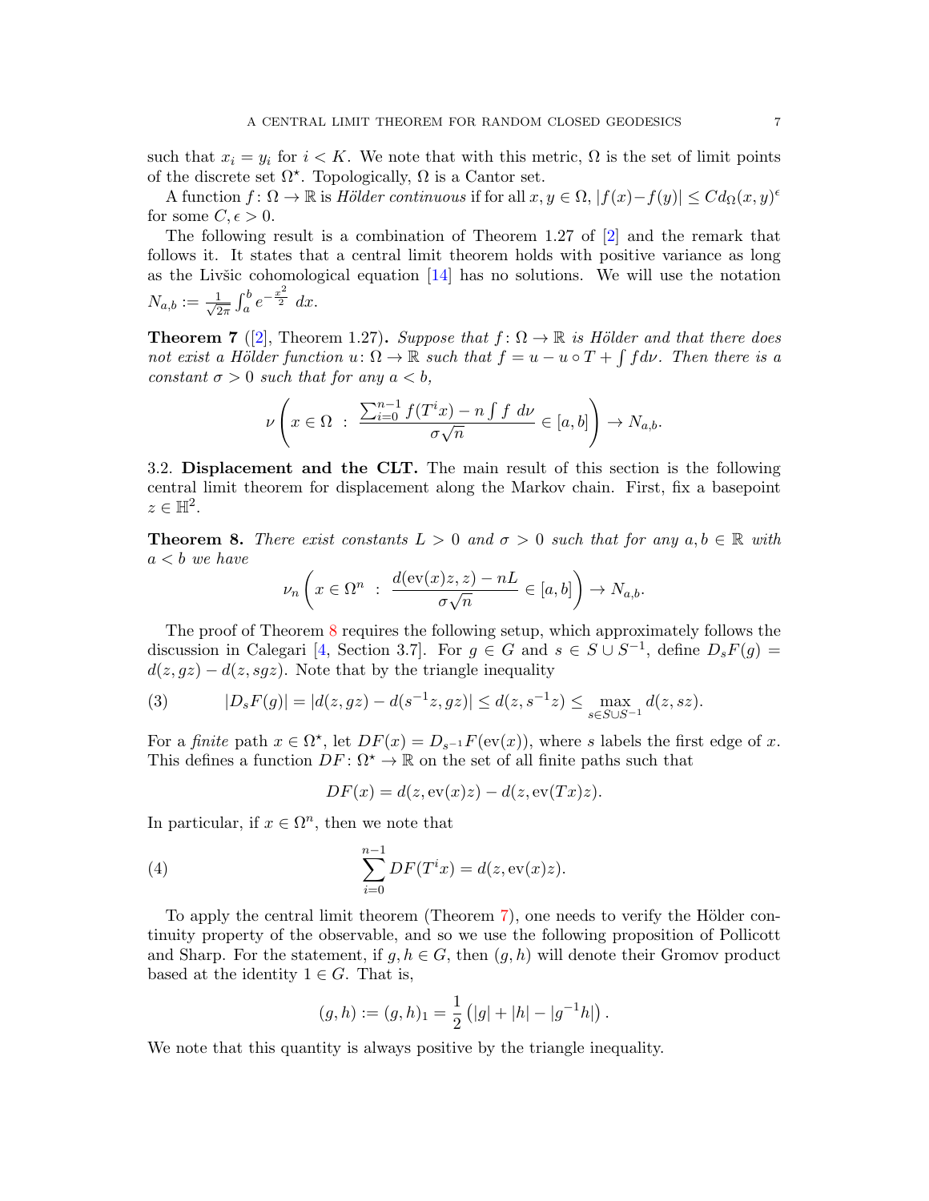such that $x_i = y_i$ for $i < K$. We note that with this metric, $\Omega$ is the set of limit points of the discrete set $\Omega^\star$. Topologically, $\Omega$ is a Cantor set.

A function $f\colon \Omega \to \mathbb{R}$ is *Hölder continuous* if for all $x, y \in \Omega$, $|f(x) - f(y)| \leq C d_\Omega(x,y)^\epsilon$ for some $C, \epsilon > 0$.

The following result is a combination of Theorem 1.27 of [2] and the remark that follows it. It states that a central limit theorem holds with positive variance as long as the Livšic cohomological equation [14] has no solutions. We will use the notation $N_{a,b} := \frac{1}{\sqrt{2\pi}} \int_a^b e^{-\frac{x^2}{2}}\, dx$.

**Theorem 7** ([2], Theorem 1.27)**.** *Suppose that $f\colon \Omega \to \mathbb{R}$ is Hölder and that there does not exist a Hölder function $u\colon \Omega \to \mathbb{R}$ such that $f = u - u \circ T + \int f d\nu$. Then there is a constant $\sigma > 0$ such that for any $a < b$,*

$$\nu \left( x \in \Omega \ : \ \frac{\sum_{i=0}^{n-1} f(T^i x) - n \int f \, d\nu}{\sigma \sqrt{n}} \in [a,b] \right) \to N_{a,b}.$$

3.2. **Displacement and the CLT.** The main result of this section is the following central limit theorem for displacement along the Markov chain. First, fix a basepoint $z \in \mathbb{H}^2$.

**Theorem 8.** *There exist constants $L > 0$ and $\sigma > 0$ such that for any $a, b \in \mathbb{R}$ with $a < b$ we have*

$$\nu_n \left( x \in \Omega^n \ : \ \frac{d(\mathrm{ev}(x)z, z) - nL}{\sigma \sqrt{n}} \in [a,b] \right) \to N_{a,b}.$$

The proof of Theorem 8 requires the following setup, which approximately follows the discussion in Calegari [4, Section 3.7]. For $g \in G$ and $s \in S \cup S^{-1}$, define $D_s F(g) = d(z, gz) - d(z, sgz)$. Note that by the triangle inequality

$$|D_s F(g)| = |d(z, gz) - d(s^{-1}z, gz)| \leq d(z, s^{-1}z) \leq \max_{s \in S \cup S^{-1}} d(z, sz). \tag{3}$$

For a *finite* path $x \in \Omega^\star$, let $DF(x) = D_{s^{-1}} F(\mathrm{ev}(x))$, where $s$ labels the first edge of $x$. This defines a function $DF\colon \Omega^\star \to \mathbb{R}$ on the set of all finite paths such that

$$DF(x) = d(z, \mathrm{ev}(x)z) - d(z, \mathrm{ev}(Tx)z).$$

In particular, if $x \in \Omega^n$, then we note that

$$\sum_{i=0}^{n-1} DF(T^i x) = d(z, \mathrm{ev}(x)z). \tag{4}$$

To apply the central limit theorem (Theorem 7), one needs to verify the Hölder continuity property of the observable, and so we use the following proposition of Pollicott and Sharp. For the statement, if $g, h \in G$, then $(g,h)$ will denote their Gromov product based at the identity $1 \in G$. That is,

$$(g,h) := (g,h)_1 = \frac{1}{2} \left( |g| + |h| - |g^{-1}h| \right).$$

We note that this quantity is always positive by the triangle inequality.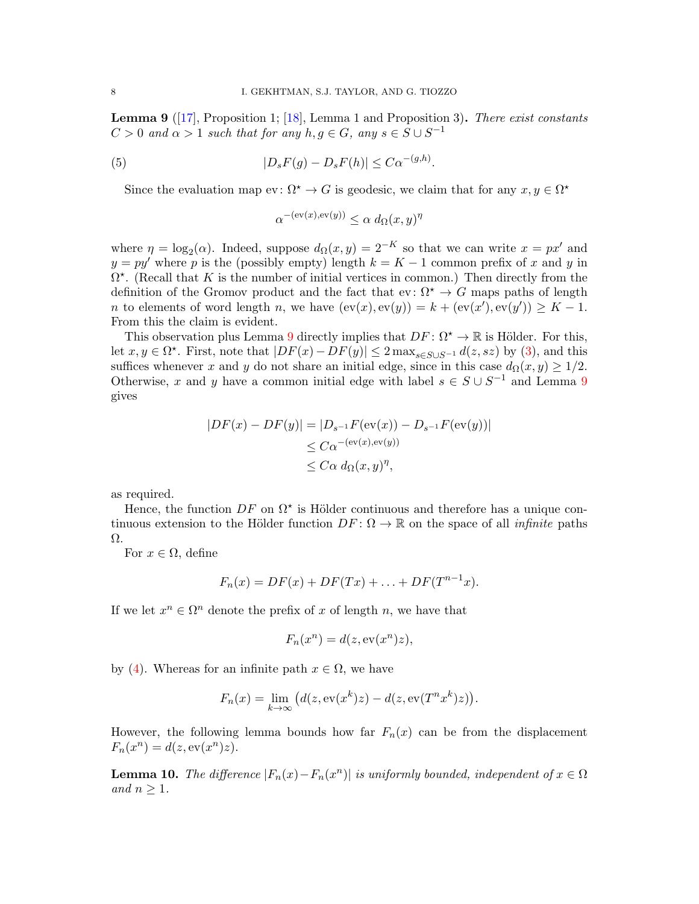**Lemma 9** ([17], Proposition 1; [18], Lemma 1 and Proposition 3)**.** *There exist constants $C > 0$ and $\alpha > 1$ such that for any $h, g \in G$, any $s \in S \cup S^{-1}$*

$$|D_s F(g) - D_s F(h)| \le C \alpha^{-(g,h)}. \tag{5}$$

Since the evaluation map $\mathrm{ev} \colon \Omega^\star \to G$ is geodesic, we claim that for any $x, y \in \Omega^\star$

$$\alpha^{-(\mathrm{ev}(x), \mathrm{ev}(y))} \le \alpha \; d_\Omega(x,y)^\eta$$

where $\eta = \log_2(\alpha)$. Indeed, suppose $d_\Omega(x,y) = 2^{-K}$ so that we can write $x = px'$ and $y = py'$ where $p$ is the (possibly empty) length $k = K-1$ common prefix of $x$ and $y$ in $\Omega^\star$. (Recall that $K$ is the number of initial vertices in common.) Then directly from the definition of the Gromov product and the fact that $\mathrm{ev} \colon \Omega^\star \to G$ maps paths of length $n$ to elements of word length $n$, we have $(\mathrm{ev}(x), \mathrm{ev}(y)) = k + (\mathrm{ev}(x'), \mathrm{ev}(y')) \ge K - 1$. From this the claim is evident.

This observation plus Lemma 9 directly implies that $DF \colon \Omega^\star \to \mathbb{R}$ is Hölder. For this, let $x, y \in \Omega^\star$. First, note that $|DF(x) - DF(y)| \le 2 \max_{s \in S \cup S^{-1}} d(z, sz)$ by (3), and this suffices whenever $x$ and $y$ do not share an initial edge, since in this case $d_\Omega(x,y) \ge 1/2$. Otherwise, $x$ and $y$ have a common initial edge with label $s \in S \cup S^{-1}$ and Lemma 9 gives

$$\begin{aligned}
|DF(x) - DF(y)| &= |D_{s^{-1}} F(\mathrm{ev}(x)) - D_{s^{-1}} F(\mathrm{ev}(y))| \\
&\le C \alpha^{-(\mathrm{ev}(x), \mathrm{ev}(y))} \\
&\le C\alpha \; d_\Omega(x,y)^\eta,
\end{aligned}$$

as required.

Hence, the function $DF$ on $\Omega^\star$ is Hölder continuous and therefore has a unique continuous extension to the Hölder function $DF \colon \Omega \to \mathbb{R}$ on the space of all *infinite* paths $\Omega$.

For $x \in \Omega$, define

$$F_n(x) = DF(x) + DF(Tx) + \ldots + DF(T^{n-1}x).$$

If we let $x^n \in \Omega^n$ denote the prefix of $x$ of length $n$, we have that

$$F_n(x^n) = d(z, \mathrm{ev}(x^n)z),$$

by (4). Whereas for an infinite path $x \in \Omega$, we have

$$F_n(x) = \lim_{k \to \infty} \big( d(z, \mathrm{ev}(x^k)z) - d(z, \mathrm{ev}(T^n x^k)z) \big).$$

However, the following lemma bounds how far $F_n(x)$ can be from the displacement $F_n(x^n) = d(z, \mathrm{ev}(x^n)z)$.

**Lemma 10.** *The difference $|F_n(x) - F_n(x^n)|$ is uniformly bounded, independent of $x \in \Omega$ and $n \ge 1$.*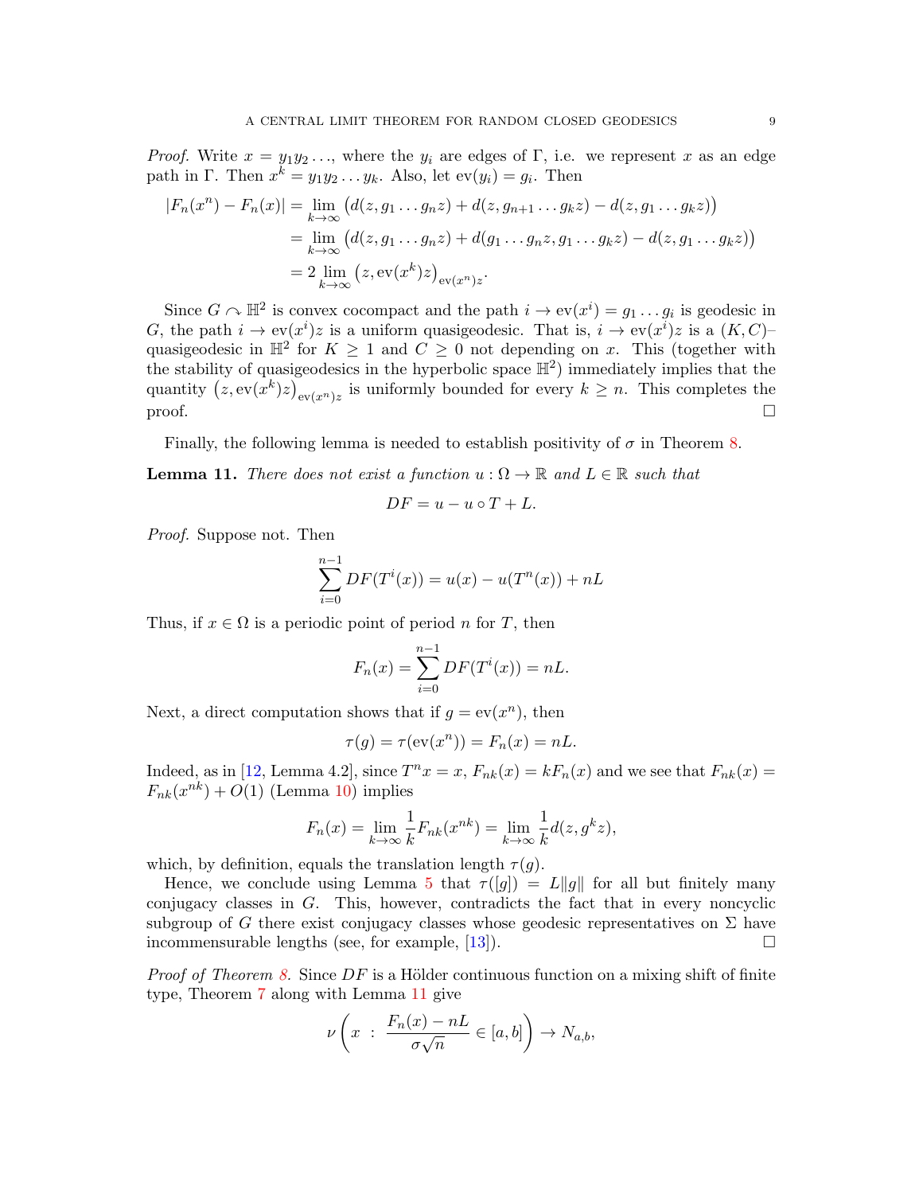*Proof.* Write $x = y_1 y_2 \ldots$, where the $y_i$ are edges of $\Gamma$, i.e. we represent $x$ as an edge path in $\Gamma$. Then $x^k = y_1 y_2 \ldots y_k$. Also, let $\mathrm{ev}(y_i) = g_i$. Then

$$
\begin{aligned}
|F_n(x^n) - F_n(x)| &= \lim_{k\to\infty} \big( d(z, g_1 \ldots g_n z) + d(z, g_{n+1} \ldots g_k z) - d(z, g_1 \ldots g_k z) \big) \\
&= \lim_{k\to\infty} \big( d(z, g_1 \ldots g_n z) + d(g_1 \ldots g_n z, g_1 \ldots g_k z) - d(z, g_1 \ldots g_k z) \big) \\
&= 2 \lim_{k\to\infty} \big( z, \mathrm{ev}(x^k) z \big)_{\mathrm{ev}(x^n) z}.
\end{aligned}
$$

Since $G \curvearrowright \mathbb{H}^2$ is convex cocompact and the path $i \to \mathrm{ev}(x^i) = g_1 \ldots g_i$ is geodesic in $G$, the path $i \to \mathrm{ev}(x^i) z$ is a uniform quasigeodesic. That is, $i \to \mathrm{ev}(x^i) z$ is a $(K, C)$–quasigeodesic in $\mathbb{H}^2$ for $K \geq 1$ and $C \geq 0$ not depending on $x$. This (together with the stability of quasigeodesics in the hyperbolic space $\mathbb{H}^2$) immediately implies that the quantity $\big(z, \mathrm{ev}(x^k) z\big)_{\mathrm{ev}(x^n) z}$ is uniformly bounded for every $k \geq n$. This completes the proof. $\square$

Finally, the following lemma is needed to establish positivity of $\sigma$ in Theorem 8.

**Lemma 11.** *There does not exist a function $u : \Omega \to \mathbb{R}$ and $L \in \mathbb{R}$ such that*

$$DF = u - u \circ T + L.$$

*Proof.* Suppose not. Then

$$\sum_{i=0}^{n-1} DF(T^i(x)) = u(x) - u(T^n(x)) + nL$$

Thus, if $x \in \Omega$ is a periodic point of period $n$ for $T$, then

$$F_n(x) = \sum_{i=0}^{n-1} DF(T^i(x)) = nL.$$

Next, a direct computation shows that if $g = \mathrm{ev}(x^n)$, then

$$\tau(g) = \tau(\mathrm{ev}(x^n)) = F_n(x) = nL.$$

Indeed, as in [12, Lemma 4.2], since $T^n x = x$, $F_{nk}(x) = kF_n(x)$ and we see that $F_{nk}(x) = F_{nk}(x^{nk}) + O(1)$ (Lemma 10) implies

$$F_n(x) = \lim_{k\to\infty} \frac{1}{k} F_{nk}(x^{nk}) = \lim_{k\to\infty} \frac{1}{k} d(z, g^k z),$$

which, by definition, equals the translation length $\tau(g)$.

Hence, we conclude using Lemma 5 that $\tau([g]) = L\|g\|$ for all but finitely many conjugacy classes in $G$. This, however, contradicts the fact that in every noncyclic subgroup of $G$ there exist conjugacy classes whose geodesic representatives on $\Sigma$ have incommensurable lengths (see, for example, [13]). $\square$

*Proof of Theorem 8.* Since $DF$ is a Hölder continuous function on a mixing shift of finite type, Theorem 7 along with Lemma 11 give

$$\nu \left( x \ : \ \frac{F_n(x) - nL}{\sigma\sqrt{n}} \in [a, b] \right) \to N_{a,b},$$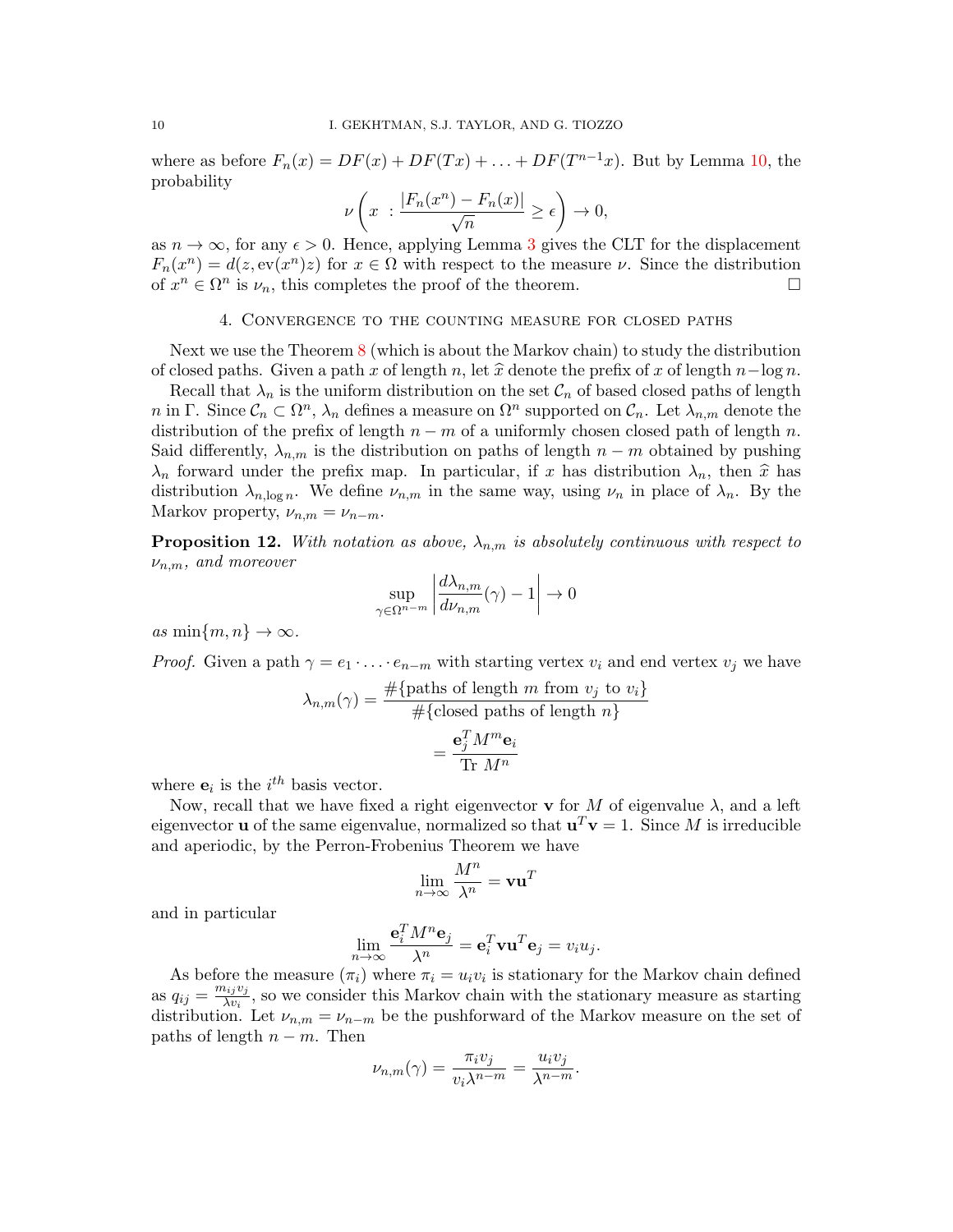where as before $F_n(x) = DF(x) + DF(Tx) + \ldots + DF(T^{n-1}x)$. But by Lemma 10, the probability

$$\nu\left(x \ : \frac{|F_n(x^n) - F_n(x)|}{\sqrt{n}} \geq \epsilon\right) \to 0,$$

as $n \to \infty$, for any $\epsilon > 0$. Hence, applying Lemma 3 gives the CLT for the displacement $F_n(x^n) = d(z, \mathrm{ev}(x^n)z)$ for $x \in \Omega$ with respect to the measure $\nu$. Since the distribution of $x^n \in \Omega^n$ is $\nu_n$, this completes the proof of the theorem. $\square$

## 4. Convergence to the counting measure for closed paths

Next we use the Theorem 8 (which is about the Markov chain) to study the distribution of closed paths. Given a path $x$ of length $n$, let $\widehat{x}$ denote the prefix of $x$ of length $n - \log n$.

Recall that $\lambda_n$ is the uniform distribution on the set $\mathcal{C}_n$ of based closed paths of length $n$ in $\Gamma$. Since $\mathcal{C}_n \subset \Omega^n$, $\lambda_n$ defines a measure on $\Omega^n$ supported on $\mathcal{C}_n$. Let $\lambda_{n,m}$ denote the distribution of the prefix of length $n - m$ of a uniformly chosen closed path of length $n$. Said differently, $\lambda_{n,m}$ is the distribution on paths of length $n - m$ obtained by pushing $\lambda_n$ forward under the prefix map. In particular, if $x$ has distribution $\lambda_n$, then $\widehat{x}$ has distribution $\lambda_{n,\log n}$. We define $\nu_{n,m}$ in the same way, using $\nu_n$ in place of $\lambda_n$. By the Markov property, $\nu_{n,m} = \nu_{n-m}$.

**Proposition 12.** *With notation as above, $\lambda_{n,m}$ is absolutely continuous with respect to $\nu_{n,m}$, and moreover*

$$\sup_{\gamma \in \Omega^{n-m}} \left| \frac{d\lambda_{n,m}}{d\nu_{n,m}}(\gamma) - 1 \right| \to 0$$

*as* $\min\{m, n\} \to \infty$.

*Proof.* Given a path $\gamma = e_1 \cdot \ldots \cdot e_{n-m}$ with starting vertex $v_i$ and end vertex $v_j$ we have

$$\lambda_{n,m}(\gamma) = \frac{\#\{\text{paths of length } m \text{ from } v_j \text{ to } v_i\}}{\#\{\text{closed paths of length } n\}}$$
$$= \frac{\mathbf{e}_j^T M^m \mathbf{e}_i}{\mathrm{Tr}\ M^n}$$

where $\mathbf{e}_i$ is the $i^{th}$ basis vector.

Now, recall that we have fixed a right eigenvector $\mathbf{v}$ for $M$ of eigenvalue $\lambda$, and a left eigenvector $\mathbf{u}$ of the same eigenvalue, normalized so that $\mathbf{u}^T\mathbf{v} = 1$. Since $M$ is irreducible and aperiodic, by the Perron-Frobenius Theorem we have

$$\lim_{n\to\infty} \frac{M^n}{\lambda^n} = \mathbf{v}\mathbf{u}^T$$

and in particular

$$\lim_{n\to\infty} \frac{\mathbf{e}_i^T M^n \mathbf{e}_j}{\lambda^n} = \mathbf{e}_i^T \mathbf{v}\mathbf{u}^T \mathbf{e}_j = v_i u_j.$$

As before the measure $(\pi_i)$ where $\pi_i = u_i v_i$ is stationary for the Markov chain defined as $q_{ij} = \frac{m_{ij} v_j}{\lambda v_i}$, so we consider this Markov chain with the stationary measure as starting distribution. Let $\nu_{n,m} = \nu_{n-m}$ be the pushforward of the Markov measure on the set of paths of length $n - m$. Then

$$\nu_{n,m}(\gamma) = \frac{\pi_i v_j}{v_i \lambda^{n-m}} = \frac{u_i v_j}{\lambda^{n-m}}.$$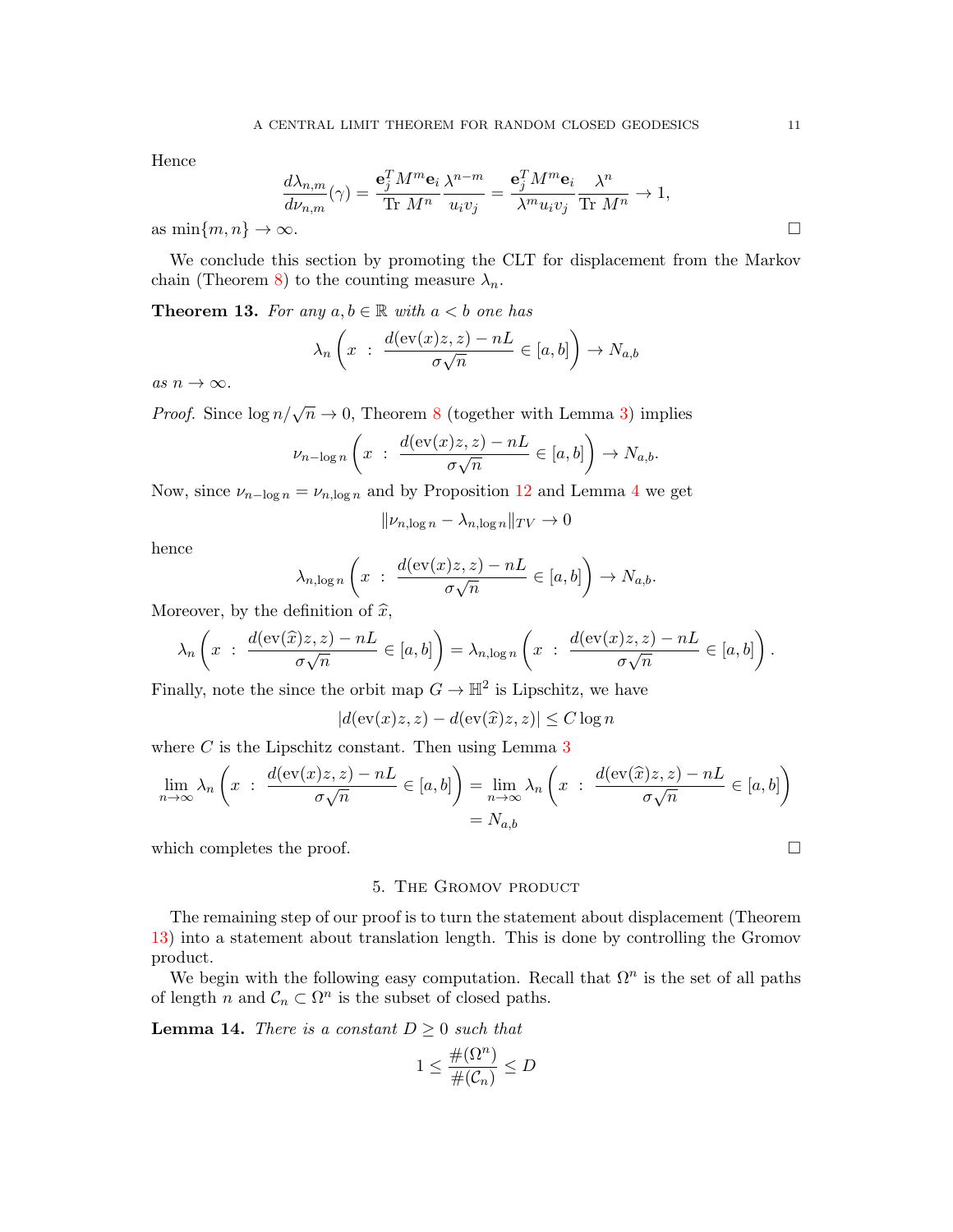Hence

$$\frac{d\lambda_{n,m}}{d\nu_{n,m}}(\gamma) = \frac{\mathbf{e}_j^T M^m \mathbf{e}_i}{\text{Tr } M^n} \frac{\lambda^{n-m}}{u_i v_j} = \frac{\mathbf{e}_j^T M^m \mathbf{e}_i}{\lambda^m u_i v_j} \frac{\lambda^n}{\text{Tr } M^n} \to 1,$$

as $\min\{m, n\} \to \infty$. $\square$

We conclude this section by promoting the CLT for displacement from the Markov chain (Theorem 8) to the counting measure $\lambda_n$.

**Theorem 13.** *For any $a, b \in \mathbb{R}$ with $a < b$ one has*

$$\lambda_n \left( x \ : \ \frac{d(\text{ev}(x)z, z) - nL}{\sigma\sqrt{n}} \in [a, b] \right) \to N_{a,b}$$

*as $n \to \infty$.*

*Proof.* Since $\log n/\sqrt{n} \to 0$, Theorem 8 (together with Lemma 3) implies

$$\nu_{n-\log n} \left( x \ : \ \frac{d(\text{ev}(x)z, z) - nL}{\sigma\sqrt{n}} \in [a, b] \right) \to N_{a,b}.$$

Now, since $\nu_{n-\log n} = \nu_{n,\log n}$ and by Proposition 12 and Lemma 4 we get

$$\|\nu_{n,\log n} - \lambda_{n,\log n}\|_{TV} \to 0$$

hence

$$\lambda_{n,\log n} \left( x \ : \ \frac{d(\text{ev}(x)z, z) - nL}{\sigma\sqrt{n}} \in [a, b] \right) \to N_{a,b}.$$

Moreover, by the definition of $\widehat{x}$,

$$\lambda_n \left( x \ : \ \frac{d(\text{ev}(\widehat{x})z, z) - nL}{\sigma\sqrt{n}} \in [a, b] \right) = \lambda_{n,\log n} \left( x \ : \ \frac{d(\text{ev}(x)z, z) - nL}{\sigma\sqrt{n}} \in [a, b] \right).$$

Finally, note the since the orbit map $G \to \mathbb{H}^2$ is Lipschitz, we have

$$|d(\text{ev}(x)z, z) - d(\text{ev}(\widehat{x})z, z)| \leq C \log n$$

where $C$ is the Lipschitz constant. Then using Lemma 3

$$\begin{aligned}
\lim_{n\to\infty} \lambda_n \left( x \ : \ \frac{d(\text{ev}(x)z, z) - nL}{\sigma\sqrt{n}} \in [a, b] \right) &= \lim_{n\to\infty} \lambda_n \left( x \ : \ \frac{d(\text{ev}(\widehat{x})z, z) - nL}{\sigma\sqrt{n}} \in [a, b] \right) \\
&= N_{a,b}
\end{aligned}$$

which completes the proof. $\square$

## 5. The Gromov product

The remaining step of our proof is to turn the statement about displacement (Theorem 13) into a statement about translation length. This is done by controlling the Gromov product.

We begin with the following easy computation. Recall that $\Omega^n$ is the set of all paths of length $n$ and $\mathcal{C}_n \subset \Omega^n$ is the subset of closed paths.

**Lemma 14.** *There is a constant $D \geq 0$ such that*

$$1 \leq \frac{\#(\Omega^n)}{\#(\mathcal{C}_n)} \leq D$$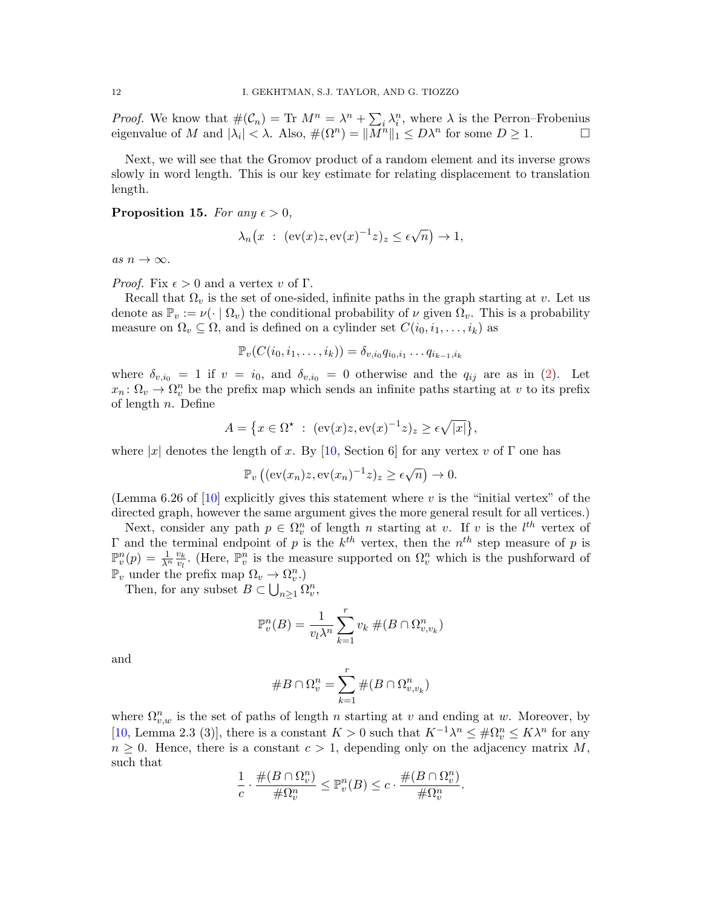*Proof.* We know that $\#(\mathcal{C}_n) = \text{Tr } M^n = \lambda^n + \sum_i \lambda_i^n$, where $\lambda$ is the Perron–Frobenius eigenvalue of $M$ and $|\lambda_i| < \lambda$. Also, $\#(\Omega^n) = \|M^n\|_1 \le D\lambda^n$ for some $D \ge 1$. ☐

Next, we will see that the Gromov product of a random element and its inverse grows slowly in word length. This is our key estimate for relating displacement to translation length.

**Proposition 15.** *For any $\epsilon > 0$,*

$$\lambda_n\big(x \;:\; (\text{ev}(x)z, \text{ev}(x)^{-1}z)_z \le \epsilon\sqrt{n}\big) \to 1,$$

*as $n \to \infty$.*

*Proof.* Fix $\epsilon > 0$ and a vertex $v$ of $\Gamma$.

Recall that $\Omega_v$ is the set of one-sided, infinite paths in the graph starting at $v$. Let us denote as $\mathbb{P}_v := \nu(\cdot \mid \Omega_v)$ the conditional probability of $\nu$ given $\Omega_v$. This is a probability measure on $\Omega_v \subseteq \Omega$, and is defined on a cylinder set $C(i_0, i_1, \dots, i_k)$ as

$$\mathbb{P}_v(C(i_0, i_1, \dots, i_k)) = \delta_{v,i_0} q_{i_0,i_1} \dots q_{i_{k-1},i_k}$$

where $\delta_{v,i_0} = 1$ if $v = i_0$, and $\delta_{v,i_0} = 0$ otherwise and the $q_{ij}$ are as in (2). Let $x_n \colon \Omega_v \to \Omega_v^n$ be the prefix map which sends an infinite paths starting at $v$ to its prefix of length $n$. Define

$$A = \big\{x \in \Omega^\star \;:\; (\text{ev}(x)z, \text{ev}(x)^{-1}z)_z \ge \epsilon\sqrt{|x|}\big\},$$

where $|x|$ denotes the length of $x$. By [10, Section 6] for any vertex $v$ of $\Gamma$ one has

$$\mathbb{P}_v\left((\text{ev}(x_n)z, \text{ev}(x_n)^{-1}z)_z \ge \epsilon\sqrt{n}\right) \to 0.$$

(Lemma 6.26 of [10] explicitly gives this statement where $v$ is the "initial vertex" of the directed graph, however the same argument gives the more general result for all vertices.)

Next, consider any path $p \in \Omega_v^n$ of length $n$ starting at $v$. If $v$ is the $l^{th}$ vertex of $\Gamma$ and the terminal endpoint of $p$ is the $k^{th}$ vertex, then the $n^{th}$ step measure of $p$ is $\mathbb{P}_v^n(p) = \frac{1}{\lambda^n}\frac{v_k}{v_l}$. (Here, $\mathbb{P}_v^n$ is the measure supported on $\Omega_v^n$ which is the pushforward of $\mathbb{P}_v$ under the prefix map $\Omega_v \to \Omega_v^n$.)

Then, for any subset $B \subset \bigcup_{n\ge1} \Omega_v^n$,

$$\mathbb{P}_v^n(B) = \frac{1}{v_l\lambda^n}\sum_{k=1}^r v_k \,\#(B \cap \Omega_{v,v_k}^n)$$

and

$$\#B \cap \Omega_v^n = \sum_{k=1}^r \#(B \cap \Omega_{v,v_k}^n)$$

where $\Omega_{v,w}^n$ is the set of paths of length $n$ starting at $v$ and ending at $w$. Moreover, by [10, Lemma 2.3 (3)], there is a constant $K > 0$ such that $K^{-1}\lambda^n \le \#\Omega_v^n \le K\lambda^n$ for any $n \ge 0$. Hence, there is a constant $c > 1$, depending only on the adjacency matrix $M$, such that

$$\frac{1}{c} \cdot \frac{\#(B \cap \Omega_v^n)}{\#\Omega_v^n} \le \mathbb{P}_v^n(B) \le c \cdot \frac{\#(B \cap \Omega_v^n)}{\#\Omega_v^n}.$$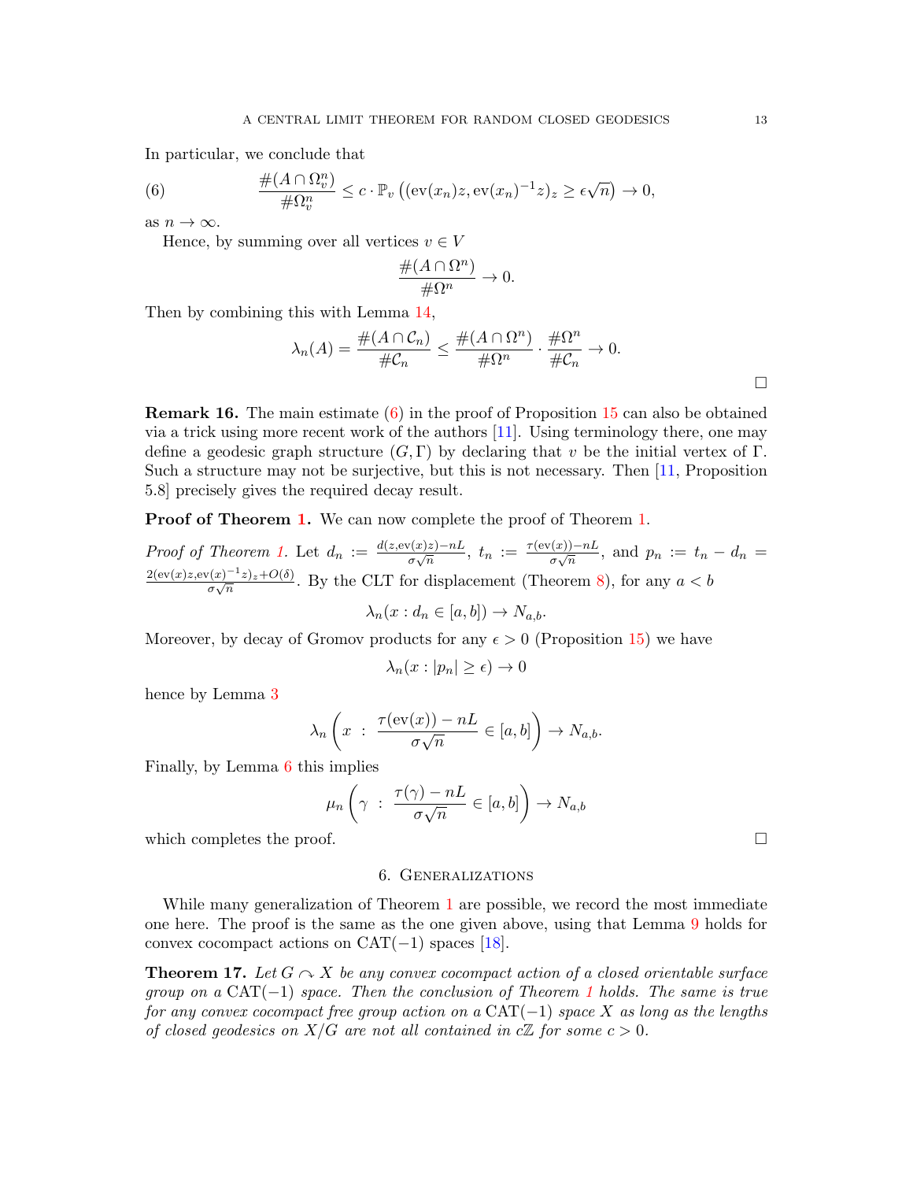In particular, we conclude that

$$\frac{\#(A \cap \Omega_v^n)}{\#\Omega_v^n} \leq c \cdot \mathbb{P}_v \left( (\mathrm{ev}(x_n)z, \mathrm{ev}(x_n)^{-1}z)_z \geq \epsilon\sqrt{n} \right) \to 0, \tag{6}$$

as $n \to \infty$.

Hence, by summing over all vertices $v \in V$

$$\frac{\#(A \cap \Omega^n)}{\#\Omega^n} \to 0.$$

Then by combining this with Lemma 14,

$$\lambda_n(A) = \frac{\#(A \cap \mathcal{C}_n)}{\#\mathcal{C}_n} \leq \frac{\#(A \cap \Omega^n)}{\#\Omega^n} \cdot \frac{\#\Omega^n}{\#\mathcal{C}_n} \to 0.$$

□

**Remark 16.** The main estimate (6) in the proof of Proposition 15 can also be obtained via a trick using more recent work of the authors [11]. Using terminology there, one may define a geodesic graph structure $(G, \Gamma)$ by declaring that $v$ be the initial vertex of $\Gamma$. Such a structure may not be surjective, but this is not necessary. Then [11, Proposition 5.8] precisely gives the required decay result.

**Proof of Theorem 1.** We can now complete the proof of Theorem 1.

*Proof of Theorem 1.* Let $d_n := \frac{d(z, \mathrm{ev}(x)z) - nL}{\sigma\sqrt{n}}$, $t_n := \frac{\tau(\mathrm{ev}(x)) - nL}{\sigma\sqrt{n}}$, and $p_n := t_n - d_n = \frac{2(\mathrm{ev}(x)z, \mathrm{ev}(x)^{-1}z)_z + O(\delta)}{\sigma\sqrt{n}}$. By the CLT for displacement (Theorem 8), for any $a < b$

$$\lambda_n(x : d_n \in [a, b]) \to N_{a,b}.$$

Moreover, by decay of Gromov products for any $\epsilon > 0$ (Proposition 15) we have

$$\lambda_n(x : |p_n| \geq \epsilon) \to 0$$

hence by Lemma 3

$$\lambda_n \left( x \ : \ \frac{\tau(\mathrm{ev}(x)) - nL}{\sigma\sqrt{n}} \in [a, b] \right) \to N_{a,b}.$$

Finally, by Lemma 6 this implies

$$\mu_n \left( \gamma \ : \ \frac{\tau(\gamma) - nL}{\sigma\sqrt{n}} \in [a, b] \right) \to N_{a,b}$$

which completes the proof. □

## 6. Generalizations

While many generalization of Theorem 1 are possible, we record the most immediate one here. The proof is the same as the one given above, using that Lemma 9 holds for convex cocompact actions on $\mathrm{CAT}(-1)$ spaces [18].

**Theorem 17.** *Let $G \curvearrowright X$ be any convex cocompact action of a closed orientable surface group on a $\mathrm{CAT}(-1)$ space. Then the conclusion of Theorem 1 holds. The same is true for any convex cocompact free group action on a $\mathrm{CAT}(-1)$ space $X$ as long as the lengths of closed geodesics on $X/G$ are not all contained in $c\mathbb{Z}$ for some $c > 0$.*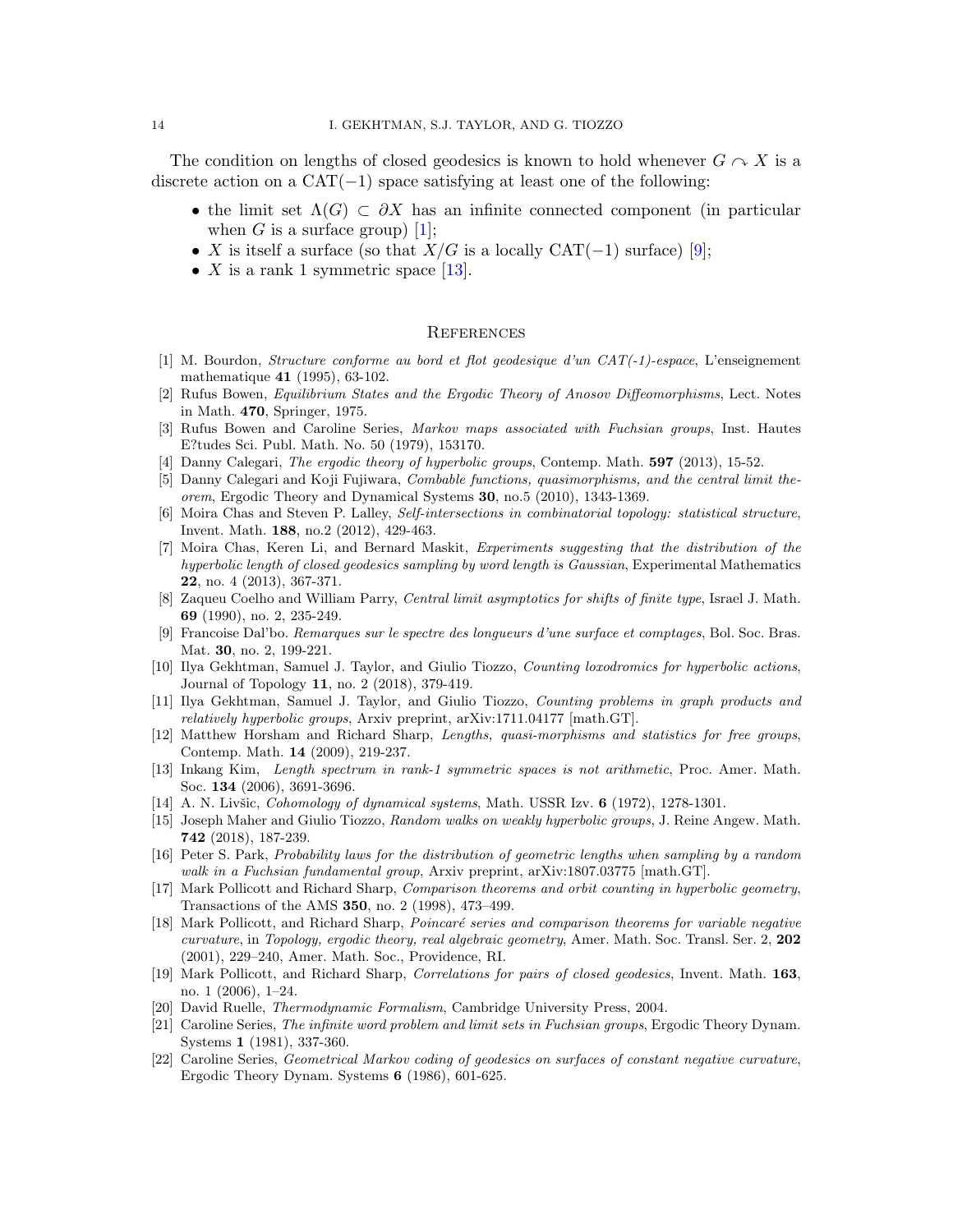The condition on lengths of closed geodesics is known to hold whenever $G \curvearrowright X$ is a discrete action on a CAT$(-1)$ space satisfying at least one of the following:

- the limit set $\Lambda(G) \subset \partial X$ has an infinite connected component (in particular when $G$ is a surface group) [1];
- $X$ is itself a surface (so that $X/G$ is a locally CAT$(-1)$ surface) [9];
- $X$ is a rank 1 symmetric space [13].

## References

[1] M. Bourdon, *Structure conforme au bord et flot geodesique d'un CAT(-1)-espace*, L'enseignement mathematique **41** (1995), 63-102.

[2] Rufus Bowen, *Equilibrium States and the Ergodic Theory of Anosov Diffeomorphisms*, Lect. Notes in Math. **470**, Springer, 1975.

[3] Rufus Bowen and Caroline Series, *Markov maps associated with Fuchsian groups*, Inst. Hautes E?tudes Sci. Publ. Math. No. 50 (1979), 153170.

[4] Danny Calegari, *The ergodic theory of hyperbolic groups*, Contemp. Math. **597** (2013), 15-52.

[5] Danny Calegari and Koji Fujiwara, *Combable functions, quasimorphisms, and the central limit theorem*, Ergodic Theory and Dynamical Systems **30**, no.5 (2010), 1343-1369.

[6] Moira Chas and Steven P. Lalley, *Self-intersections in combinatorial topology: statistical structure*, Invent. Math. **188**, no.2 (2012), 429-463.

[7] Moira Chas, Keren Li, and Bernard Maskit, *Experiments suggesting that the distribution of the hyperbolic length of closed geodesics sampling by word length is Gaussian*, Experimental Mathematics **22**, no. 4 (2013), 367-371.

[8] Zaqueu Coelho and William Parry, *Central limit asymptotics for shifts of finite type*, Israel J. Math. **69** (1990), no. 2, 235-249.

[9] Francoise Dal'bo. *Remarques sur le spectre des longueurs d'une surface et comptages*, Bol. Soc. Bras. Mat. **30**, no. 2, 199-221.

[10] Ilya Gekhtman, Samuel J. Taylor, and Giulio Tiozzo, *Counting loxodromics for hyperbolic actions*, Journal of Topology **11**, no. 2 (2018), 379-419.

[11] Ilya Gekhtman, Samuel J. Taylor, and Giulio Tiozzo, *Counting problems in graph products and relatively hyperbolic groups*, Arxiv preprint, arXiv:1711.04177 [math.GT].

[12] Matthew Horsham and Richard Sharp, *Lengths, quasi-morphisms and statistics for free groups*, Contemp. Math. **14** (2009), 219-237.

[13] Inkang Kim, *Length spectrum in rank-1 symmetric spaces is not arithmetic*, Proc. Amer. Math. Soc. **134** (2006), 3691-3696.

[14] A. N. Livšic, *Cohomology of dynamical systems*, Math. USSR Izv. **6** (1972), 1278-1301.

[15] Joseph Maher and Giulio Tiozzo, *Random walks on weakly hyperbolic groups*, J. Reine Angew. Math. **742** (2018), 187-239.

[16] Peter S. Park, *Probability laws for the distribution of geometric lengths when sampling by a random walk in a Fuchsian fundamental group*, Arxiv preprint, arXiv:1807.03775 [math.GT].

[17] Mark Pollicott and Richard Sharp, *Comparison theorems and orbit counting in hyperbolic geometry*, Transactions of the AMS **350**, no. 2 (1998), 473–499.

[18] Mark Pollicott, and Richard Sharp, *Poincaré series and comparison theorems for variable negative curvature*, in *Topology, ergodic theory, real algebraic geometry*, Amer. Math. Soc. Transl. Ser. 2, **202** (2001), 229–240, Amer. Math. Soc., Providence, RI.

[19] Mark Pollicott, and Richard Sharp, *Correlations for pairs of closed geodesics*, Invent. Math. **163**, no. 1 (2006), 1–24.

[20] David Ruelle, *Thermodynamic Formalism*, Cambridge University Press, 2004.

[21] Caroline Series, *The infinite word problem and limit sets in Fuchsian groups*, Ergodic Theory Dynam. Systems **1** (1981), 337-360.

[22] Caroline Series, *Geometrical Markov coding of geodesics on surfaces of constant negative curvature*, Ergodic Theory Dynam. Systems **6** (1986), 601-625.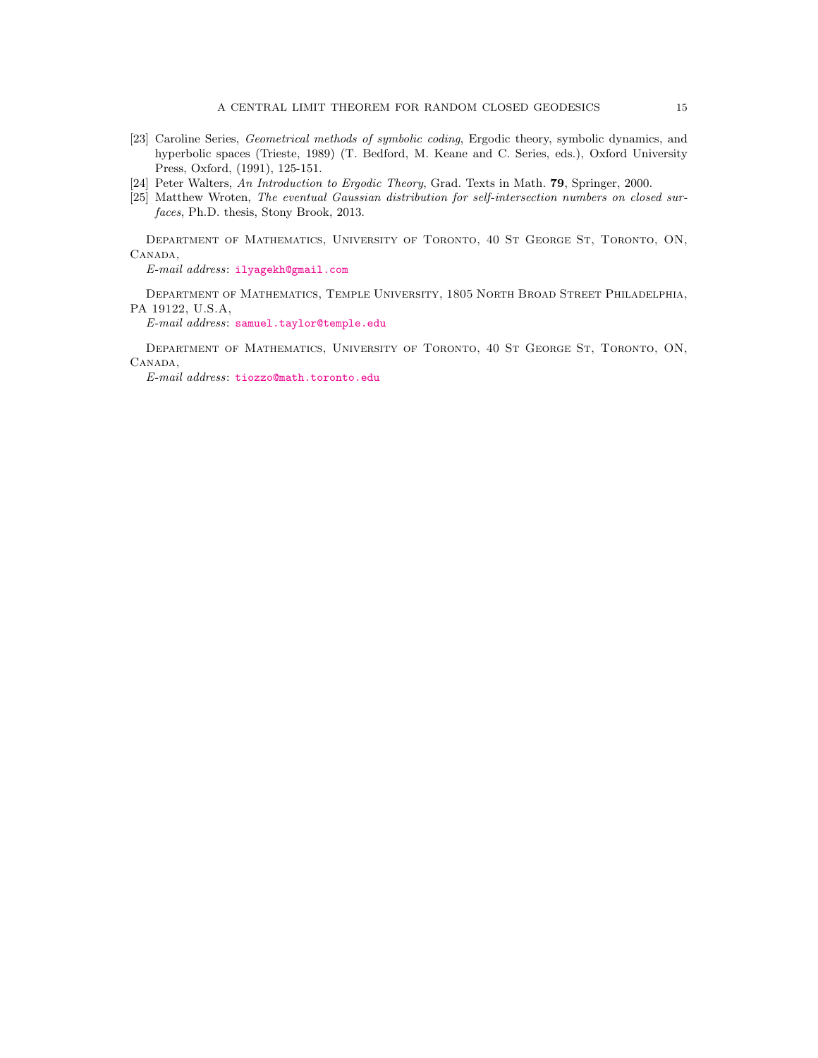[23] Caroline Series, *Geometrical methods of symbolic coding*, Ergodic theory, symbolic dynamics, and hyperbolic spaces (Trieste, 1989) (T. Bedford, M. Keane and C. Series, eds.), Oxford University Press, Oxford, (1991), 125-151.

[24] Peter Walters, *An Introduction to Ergodic Theory*, Grad. Texts in Math. **79**, Springer, 2000.

[25] Matthew Wroten, *The eventual Gaussian distribution for self-intersection numbers on closed surfaces*, Ph.D. thesis, Stony Brook, 2013.

Department of Mathematics, University of Toronto, 40 St George St, Toronto, ON, Canada,

*E-mail address*: ilyagekh@gmail.com

Department of Mathematics, Temple University, 1805 North Broad Street Philadelphia, PA 19122, U.S.A,

*E-mail address*: samuel.taylor@temple.edu

Department of Mathematics, University of Toronto, 40 St George St, Toronto, ON, Canada,

*E-mail address*: tiozzo@math.toronto.edu